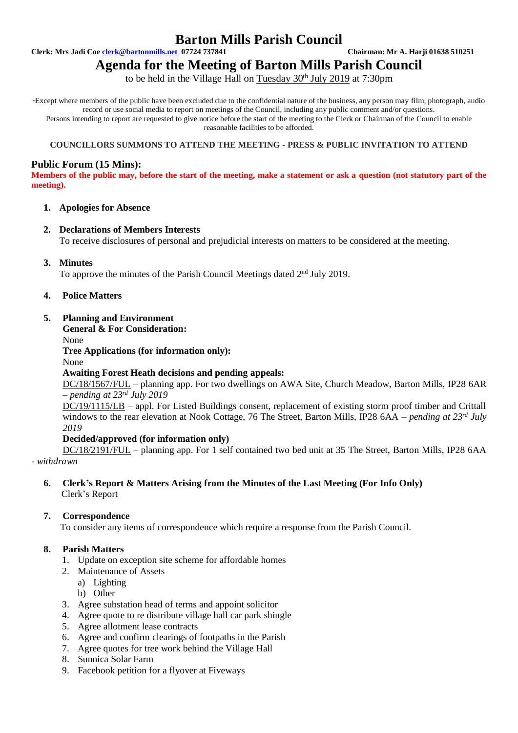# Barton Mills Parish Council

**Clerk: Mrs Jadi Coe clerk@bartonmills.net 07724 737841** **Chairman: Mr A. Harji 01638 510251**

## Agenda for the Meeting of Barton Mills Parish Council

to be held in the Village Hall on Tuesday 30th July 2019 at 7:30pm

*Except where members of the public have been excluded due to the confidential nature of the business, any person may film, photograph, audio record or use social media to report on meetings of the Council, including any public comment and/or questions. Persons intending to report are requested to give notice before the start of the meeting to the Clerk or Chairman of the Council to enable reasonable facilities to be afforded.

**COUNCILLORS SUMMONS TO ATTEND THE MEETING - PRESS & PUBLIC INVITATION TO ATTEND**

### Public Forum (15 Mins):

**Members of the public may, before the start of the meeting, make a statement or ask a question (not statutory part of the meeting).**

1. **Apologies for Absence**

2. **Declarations of Members Interests**
   To receive disclosures of personal and prejudicial interests on matters to be considered at the meeting.

3. **Minutes**
   To approve the minutes of the Parish Council Meetings dated 2nd July 2019.

4. **Police Matters**

5. **Planning and Environment**
   **General & For Consideration:**
   None
   **Tree Applications (for information only):**
   None
   **Awaiting Forest Heath decisions and pending appeals:**
   DC/18/1567/FUL – planning app. For two dwellings on AWA Site, Church Meadow, Barton Mills, IP28 6AR – *pending at 23rd July 2019*
   DC/19/1115/LB – appl. For Listed Buildings consent, replacement of existing storm proof timber and Crittall windows to the rear elevation at Nook Cottage, 76 The Street, Barton Mills, IP28 6AA – *pending at 23rd July 2019*
   **Decided/approved (for information only)**
   DC/18/2191/FUL – planning app. For 1 self contained two bed unit at 35 The Street, Barton Mills, IP28 6AA - *withdrawn*

6. **Clerk's Report & Matters Arising from the Minutes of the Last Meeting (For Info Only)**
   Clerk's Report

7. **Correspondence**
   To consider any items of correspondence which require a response from the Parish Council.

8. **Parish Matters**
   1. Update on exception site scheme for affordable homes
   2. Maintenance of Assets
      a) Lighting
      b) Other
   3. Agree substation head of terms and appoint solicitor
   4. Agree quote to re distribute village hall car park shingle
   5. Agree allotment lease contracts
   6. Agree and confirm clearings of footpaths in the Parish
   7. Agree quotes for tree work behind the Village Hall
   8. Sunnica Solar Farm
   9. Facebook petition for a flyover at Fiveways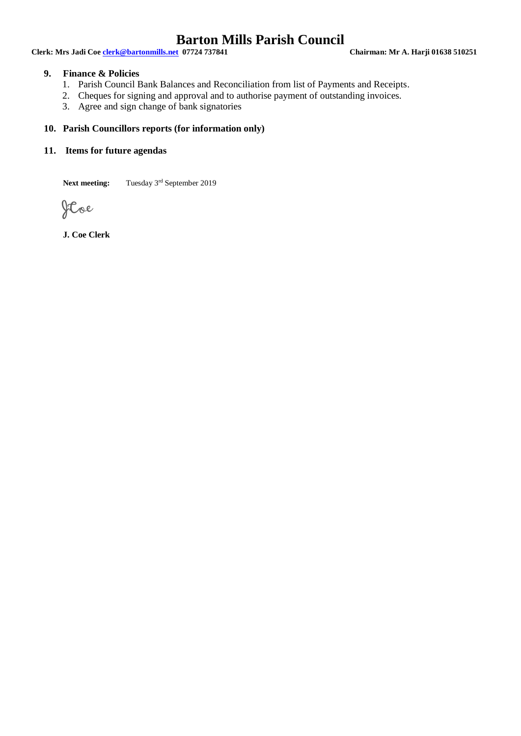# Barton Mills Parish Council

**Clerk: Mrs Jadi Coe clerk@bartonmills.net 07724 737841** **Chairman: Mr A. Harji 01638 510251**

**9. Finance & Policies**

1. Parish Council Bank Balances and Reconciliation from list of Payments and Receipts.
2. Cheques for signing and approval and to authorise payment of outstanding invoices.
3. Agree and sign change of bank signatories

**10. Parish Councillors reports (for information only)**

**11. Items for future agendas**

**Next meeting:** Tuesday 3rd September 2019

JCoe

**J. Coe Clerk**